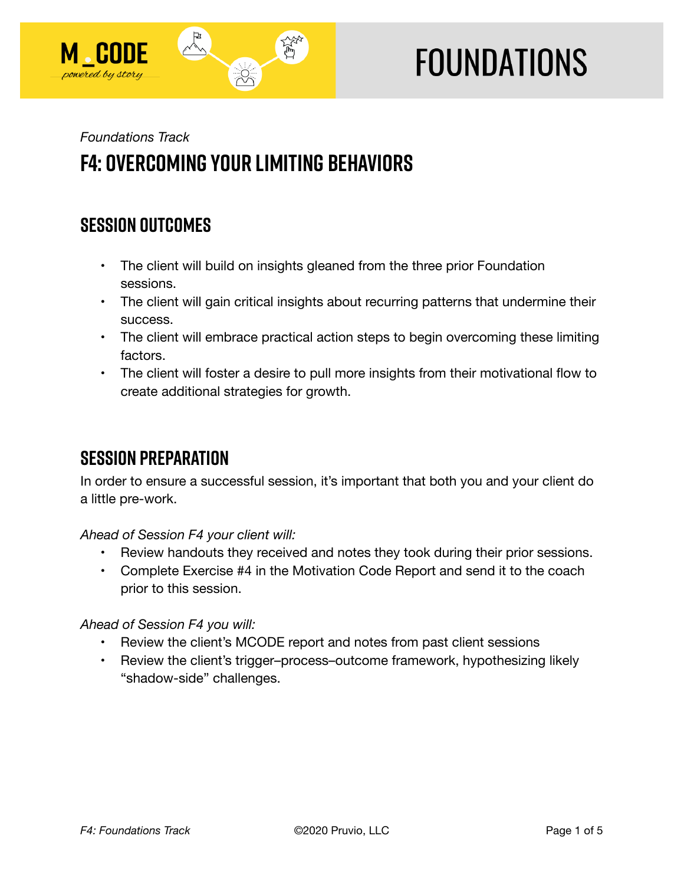# FOUNDATIONS

*Foundations Track*

# F4: OVERCOMING YOUR LIMITING BEHAVIORS

## SESSION OUTCOMES

- The client will build on insights gleaned from the three prior Foundation sessions.
- The client will gain critical insights about recurring patterns that undermine their success.
- The client will embrace practical action steps to begin overcoming these limiting factors.
- The client will foster a desire to pull more insights from their motivational flow to create additional strategies for growth.

## SESSION PREPARATION

In order to ensure a successful session, it's important that both you and your client do a little pre-work.

*Ahead of Session F4 your client will:*

- Review handouts they received and notes they took during their prior sessions.
- Complete Exercise #4 in the Motivation Code Report and send it to the coach prior to this session.

*Ahead of Session F4 you will:*

- Review the client's MCODE report and notes from past client sessions
- Review the client's trigger–process–outcome framework, hypothesizing likely "shadow-side" challenges.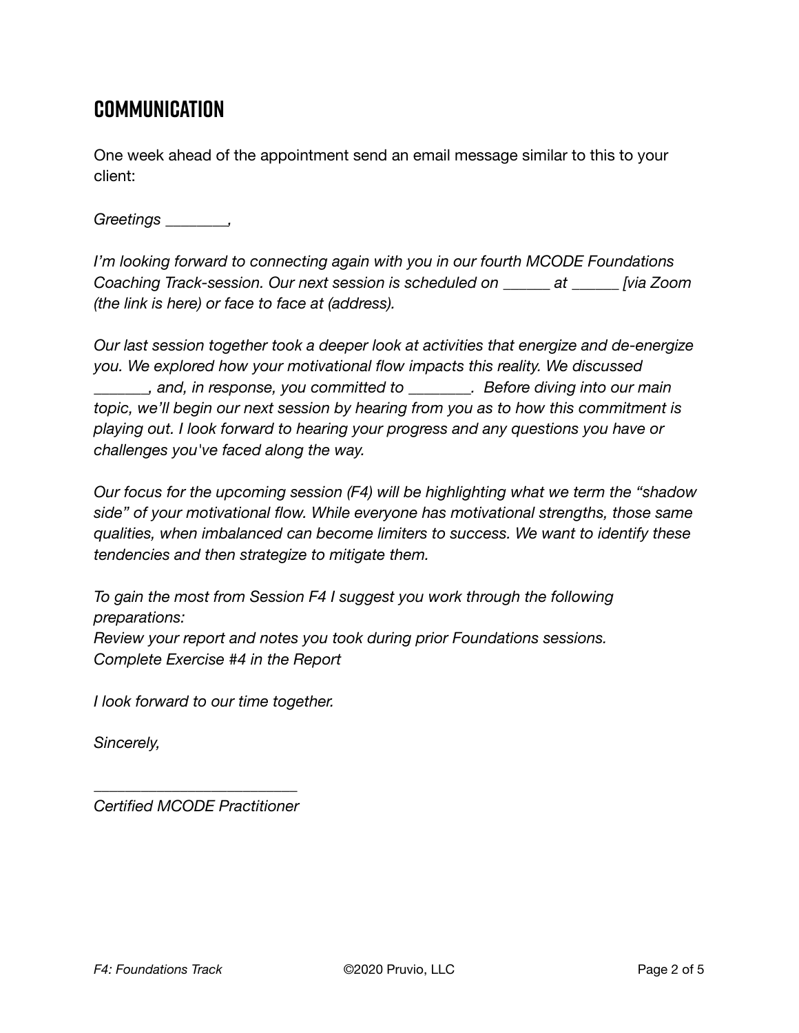## COMMUNICATION

One week ahead of the appointment send an email message similar to this to your client:

*Greetings ________,*

*I'm looking forward to connecting again with you in our fourth MCODE Foundations Coaching Track-session. Our next session is scheduled on ______ at ______ [via Zoom (the link is here) or face to face at (address).*

*Our last session together took a deeper look at activities that energize and de-energize you. We explored how your motivational flow impacts this reality. We discussed _______, and, in response, you committed to ________. Before diving into our main topic, we'll begin our next session by hearing from you as to how this commitment is playing out. I look forward to hearing your progress and any questions you have or challenges you've faced along the way.*

*Our focus for the upcoming session (F4) will be highlighting what we term the "shadow side" of your motivational flow. While everyone has motivational strengths, those same qualities, when imbalanced can become limiters to success. We want to identify these tendencies and then strategize to mitigate them.*

*To gain the most from Session F4 I suggest you work through the following preparations:*
*Review your report and notes you took during prior Foundations sessions.*
*Complete Exercise #4 in the Report*

*I look forward to our time together.*

*Sincerely,*

*__________________________*
*Certified MCODE Practitioner*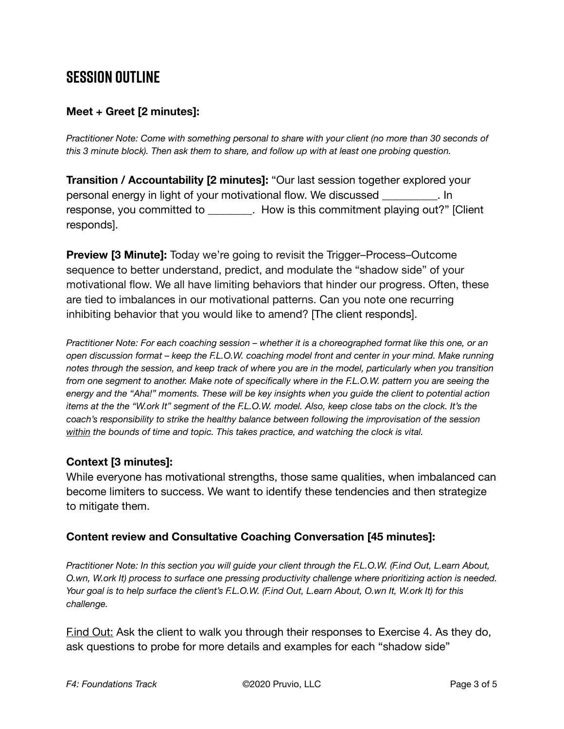# SESSION OUTLINE

**Meet + Greet [2 minutes]:**

*Practitioner Note: Come with something personal to share with your client (no more than 30 seconds of this 3 minute block). Then ask them to share, and follow up with at least one probing question.*

**Transition / Accountability [2 minutes]:** "Our last session together explored your personal energy in light of your motivational flow. We discussed __________. In response, you committed to ________. How is this commitment playing out?" [Client responds].

**Preview [3 Minute]:** Today we're going to revisit the Trigger–Process–Outcome sequence to better understand, predict, and modulate the "shadow side" of your motivational flow. We all have limiting behaviors that hinder our progress. Often, these are tied to imbalances in our motivational patterns. Can you note one recurring inhibiting behavior that you would like to amend? [The client responds].

*Practitioner Note: For each coaching session – whether it is a choreographed format like this one, or an open discussion format – keep the F.L.O.W. coaching model front and center in your mind. Make running notes through the session, and keep track of where you are in the model, particularly when you transition from one segment to another. Make note of specifically where in the F.L.O.W. pattern you are seeing the energy and the "Aha!" moments. These will be key insights when you guide the client to potential action items at the the "W.ork It" segment of the F.L.O.W. model. Also, keep close tabs on the clock. It's the coach's responsibility to strike the healthy balance between following the improvisation of the session <u>within</u> the bounds of time and topic. This takes practice, and watching the clock is vital.*

**Context [3 minutes]:**
While everyone has motivational strengths, those same qualities, when imbalanced can become limiters to success. We want to identify these tendencies and then strategize to mitigate them.

**Content review and Consultative Coaching Conversation [45 minutes]:**

*Practitioner Note: In this section you will guide your client through the F.L.O.W. (F.ind Out, L.earn About, O.wn, W.ork It) process to surface one pressing productivity challenge where prioritizing action is needed. Your goal is to help surface the client's F.L.O.W. (F.ind Out, L.earn About, O.wn It, W.ork It) for this challenge.*

<u>F.ind Out:</u> Ask the client to walk you through their responses to Exercise 4. As they do, ask questions to probe for more details and examples for each "shadow side"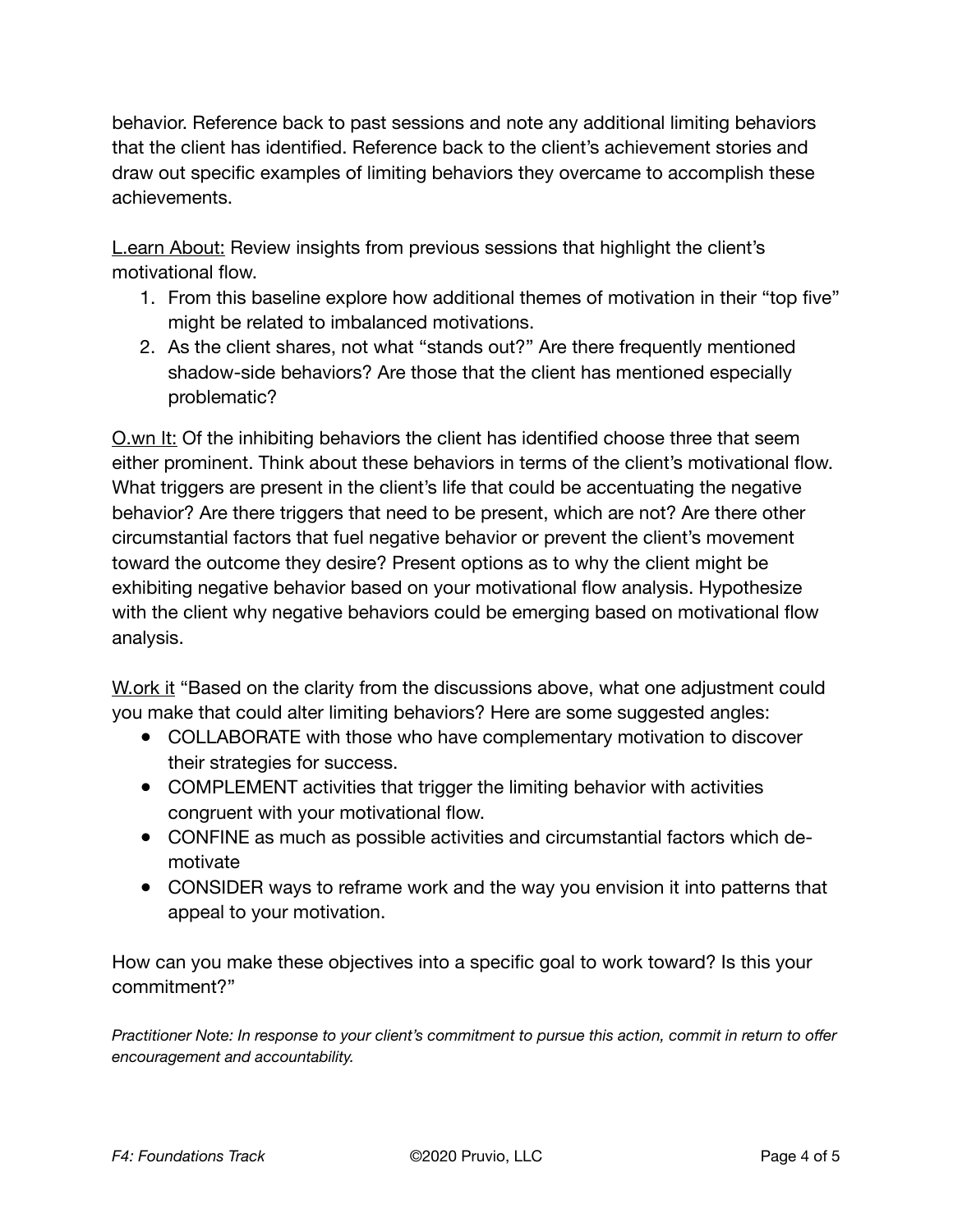behavior. Reference back to past sessions and note any additional limiting behaviors that the client has identified. Reference back to the client's achievement stories and draw out specific examples of limiting behaviors they overcame to accomplish these achievements.

L.earn About: Review insights from previous sessions that highlight the client's motivational flow.

1. From this baseline explore how additional themes of motivation in their "top five" might be related to imbalanced motivations.
2. As the client shares, not what "stands out?" Are there frequently mentioned shadow-side behaviors? Are those that the client has mentioned especially problematic?

O.wn It: Of the inhibiting behaviors the client has identified choose three that seem either prominent. Think about these behaviors in terms of the client's motivational flow. What triggers are present in the client's life that could be accentuating the negative behavior? Are there triggers that need to be present, which are not? Are there other circumstantial factors that fuel negative behavior or prevent the client's movement toward the outcome they desire? Present options as to why the client might be exhibiting negative behavior based on your motivational flow analysis. Hypothesize with the client why negative behaviors could be emerging based on motivational flow analysis.

W.ork it "Based on the clarity from the discussions above, what one adjustment could you make that could alter limiting behaviors? Here are some suggested angles:

- COLLABORATE with those who have complementary motivation to discover their strategies for success.
- COMPLEMENT activities that trigger the limiting behavior with activities congruent with your motivational flow.
- CONFINE as much as possible activities and circumstantial factors which de-motivate
- CONSIDER ways to reframe work and the way you envision it into patterns that appeal to your motivation.

How can you make these objectives into a specific goal to work toward? Is this your commitment?"

*Practitioner Note: In response to your client's commitment to pursue this action, commit in return to offer encouragement and accountability.*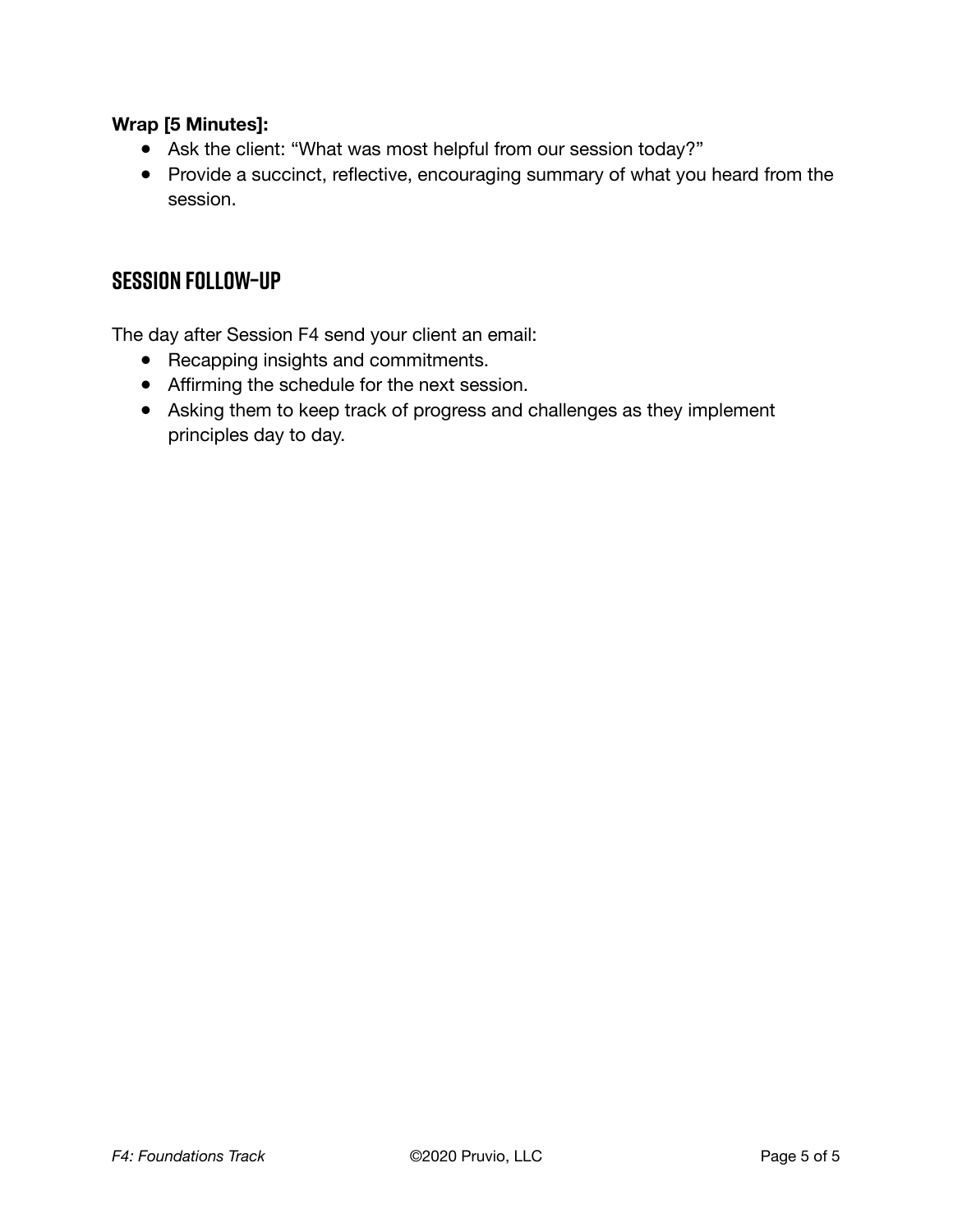**Wrap [5 Minutes]:**

- Ask the client: "What was most helpful from our session today?"
- Provide a succinct, reflective, encouraging summary of what you heard from the session.

## Session Follow-Up

The day after Session F4 send your client an email:

- Recapping insights and commitments.
- Affirming the schedule for the next session.
- Asking them to keep track of progress and challenges as they implement principles day to day.